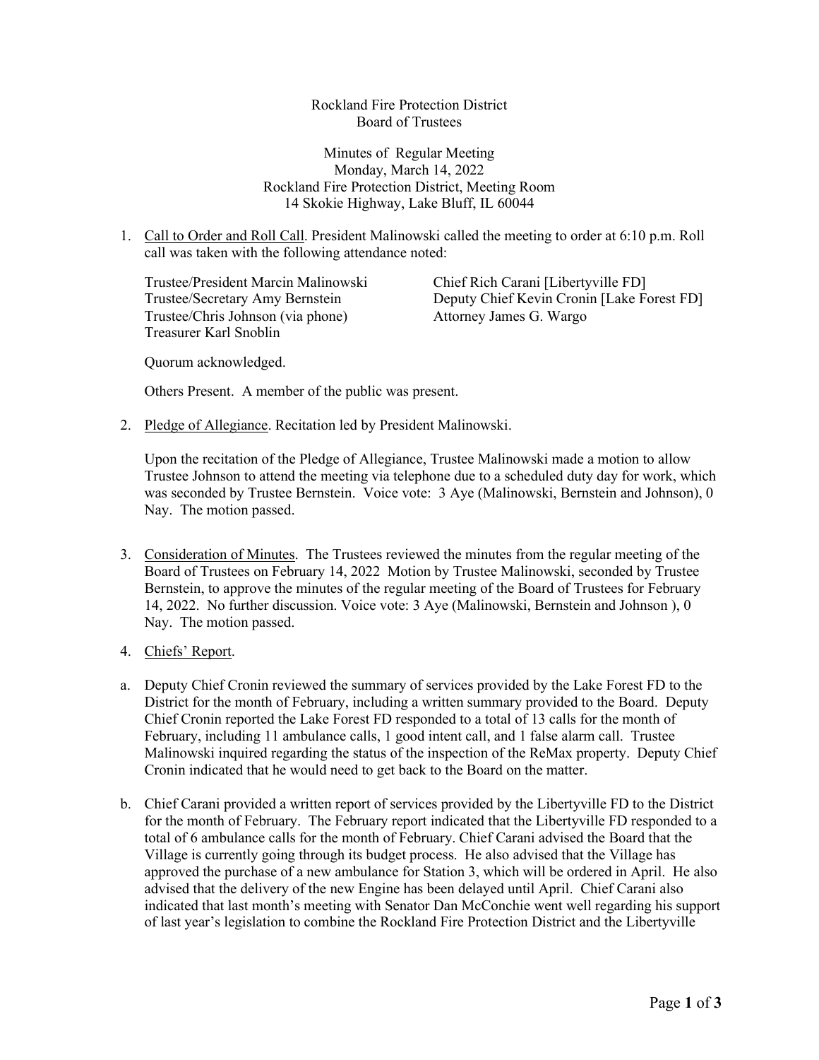Rockland Fire Protection District
Board of Trustees

Minutes of Regular Meeting
Monday, March 14, 2022
Rockland Fire Protection District, Meeting Room
14 Skokie Highway, Lake Bluff, IL 60044

1. Call to Order and Roll Call. President Malinowski called the meeting to order at 6:10 p.m. Roll call was taken with the following attendance noted:

   Trustee/President Marcin Malinowski
   Trustee/Secretary Amy Bernstein
   Trustee/Chris Johnson (via phone)
   Treasurer Karl Snoblin
   Chief Rich Carani [Libertyville FD]
   Deputy Chief Kevin Cronin [Lake Forest FD]
   Attorney James G. Wargo

   Quorum acknowledged.

   Others Present. A member of the public was present.

2. Pledge of Allegiance. Recitation led by President Malinowski.

   Upon the recitation of the Pledge of Allegiance, Trustee Malinowski made a motion to allow Trustee Johnson to attend the meeting via telephone due to a scheduled duty day for work, which was seconded by Trustee Bernstein. Voice vote: 3 Aye (Malinowski, Bernstein and Johnson), 0 Nay. The motion passed.

3. Consideration of Minutes. The Trustees reviewed the minutes from the regular meeting of the Board of Trustees on February 14, 2022 Motion by Trustee Malinowski, seconded by Trustee Bernstein, to approve the minutes of the regular meeting of the Board of Trustees for February 14, 2022. No further discussion. Voice vote: 3 Aye (Malinowski, Bernstein and Johnson ), 0 Nay. The motion passed.

4. Chiefs' Report.

a. Deputy Chief Cronin reviewed the summary of services provided by the Lake Forest FD to the District for the month of February, including a written summary provided to the Board. Deputy Chief Cronin reported the Lake Forest FD responded to a total of 13 calls for the month of February, including 11 ambulance calls, 1 good intent call, and 1 false alarm call. Trustee Malinowski inquired regarding the status of the inspection of the ReMax property. Deputy Chief Cronin indicated that he would need to get back to the Board on the matter.

b. Chief Carani provided a written report of services provided by the Libertyville FD to the District for the month of February. The February report indicated that the Libertyville FD responded to a total of 6 ambulance calls for the month of February. Chief Carani advised the Board that the Village is currently going through its budget process. He also advised that the Village has approved the purchase of a new ambulance for Station 3, which will be ordered in April. He also advised that the delivery of the new Engine has been delayed until April. Chief Carani also indicated that last month's meeting with Senator Dan McConchie went well regarding his support of last year's legislation to combine the Rockland Fire Protection District and the Libertyville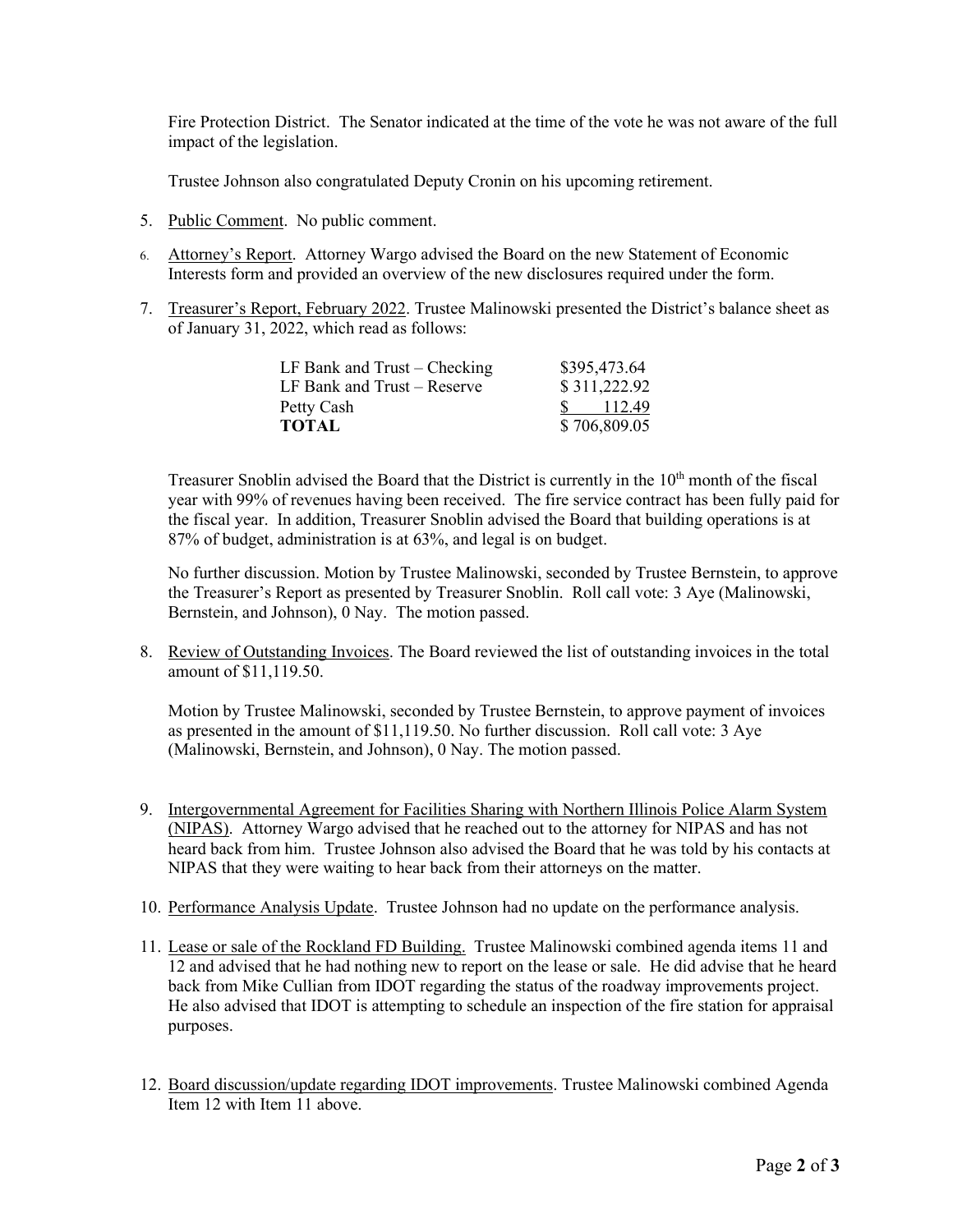Fire Protection District. The Senator indicated at the time of the vote he was not aware of the full impact of the legislation.

Trustee Johnson also congratulated Deputy Cronin on his upcoming retirement.

5. Public Comment. No public comment.

6. Attorney's Report. Attorney Wargo advised the Board on the new Statement of Economic Interests form and provided an overview of the new disclosures required under the form.

7. Treasurer's Report, February 2022. Trustee Malinowski presented the District's balance sheet as of January 31, 2022, which read as follows:

| | |
|---|---|
| LF Bank and Trust – Checking | $395,473.64 |
| LF Bank and Trust – Reserve | $ 311,222.92 |
| Petty Cash | $ 112.49 |
| **TOTAL** | $ 706,809.05 |

Treasurer Snoblin advised the Board that the District is currently in the 10th month of the fiscal year with 99% of revenues having been received. The fire service contract has been fully paid for the fiscal year. In addition, Treasurer Snoblin advised the Board that building operations is at 87% of budget, administration is at 63%, and legal is on budget.

No further discussion. Motion by Trustee Malinowski, seconded by Trustee Bernstein, to approve the Treasurer's Report as presented by Treasurer Snoblin. Roll call vote: 3 Aye (Malinowski, Bernstein, and Johnson), 0 Nay. The motion passed.

8. Review of Outstanding Invoices. The Board reviewed the list of outstanding invoices in the total amount of $11,119.50.

Motion by Trustee Malinowski, seconded by Trustee Bernstein, to approve payment of invoices as presented in the amount of $11,119.50. No further discussion. Roll call vote: 3 Aye (Malinowski, Bernstein, and Johnson), 0 Nay. The motion passed.

9. Intergovernmental Agreement for Facilities Sharing with Northern Illinois Police Alarm System (NIPAS). Attorney Wargo advised that he reached out to the attorney for NIPAS and has not heard back from him. Trustee Johnson also advised the Board that he was told by his contacts at NIPAS that they were waiting to hear back from their attorneys on the matter.

10. Performance Analysis Update. Trustee Johnson had no update on the performance analysis.

11. Lease or sale of the Rockland FD Building. Trustee Malinowski combined agenda items 11 and 12 and advised that he had nothing new to report on the lease or sale. He did advise that he heard back from Mike Cullian from IDOT regarding the status of the roadway improvements project. He also advised that IDOT is attempting to schedule an inspection of the fire station for appraisal purposes.

12. Board discussion/update regarding IDOT improvements. Trustee Malinowski combined Agenda Item 12 with Item 11 above.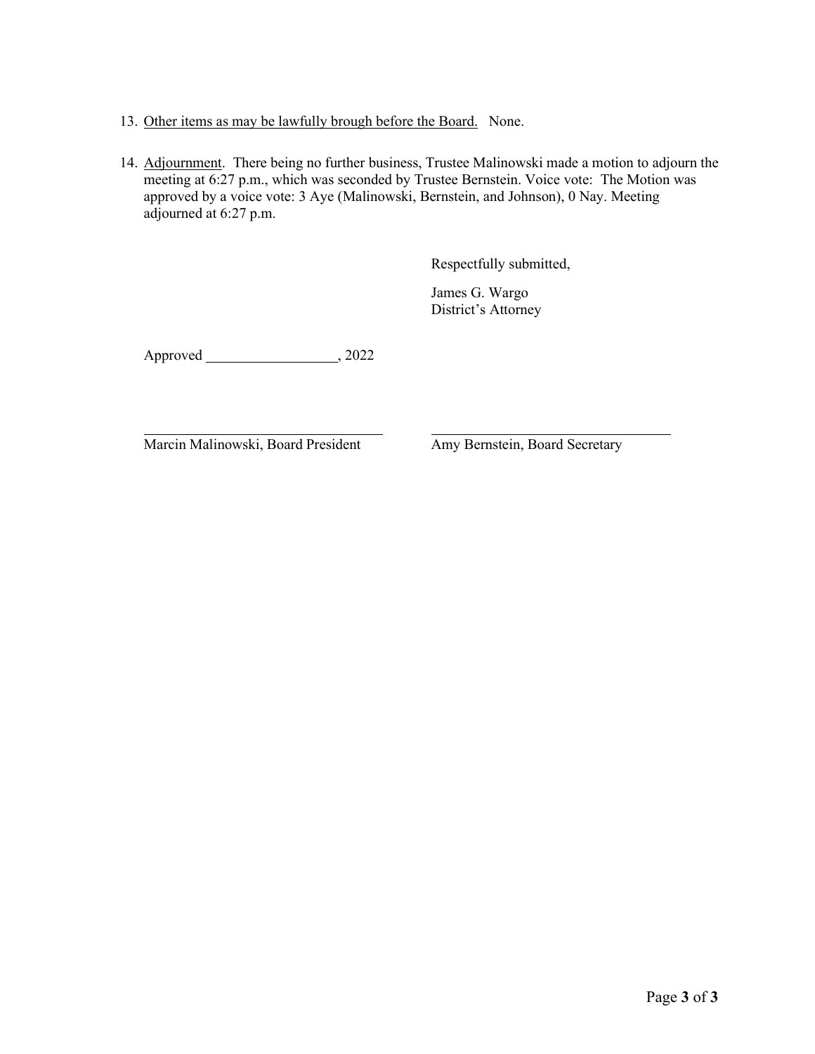13. <u>Other items as may be lawfully brough before the Board.</u> None.

14. <u>Adjournment</u>. There being no further business, Trustee Malinowski made a motion to adjourn the meeting at 6:27 p.m., which was seconded by Trustee Bernstein. Voice vote: The Motion was approved by a voice vote: 3 Aye (Malinowski, Bernstein, and Johnson), 0 Nay. Meeting adjourned at 6:27 p.m.

Respectfully submitted,

James G. Wargo
District's Attorney

Approved __________________, 2022

_________________________________
Marcin Malinowski, Board President

_________________________________
Amy Bernstein, Board Secretary